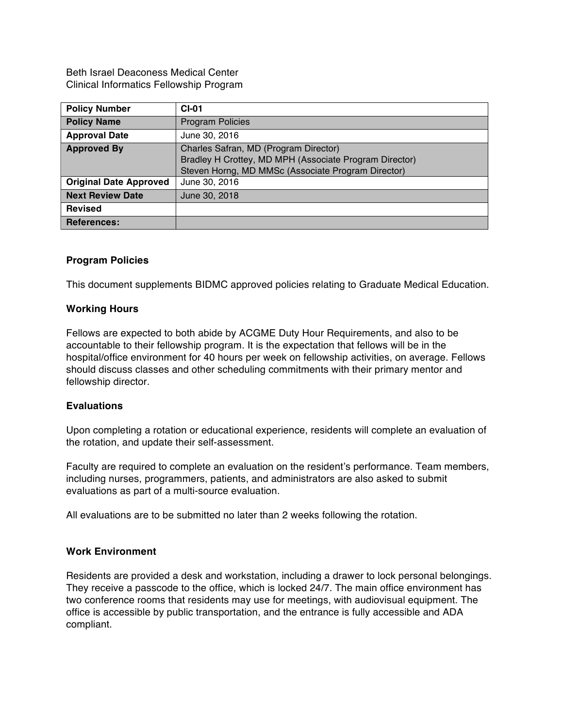Beth Israel Deaconess Medical Center
Clinical Informatics Fellowship Program

| **Policy Number** | **CI-01** |
|---|---|
| **Policy Name** | Program Policies |
| **Approval Date** | June 30, 2016 |
| **Approved By** | Charles Safran, MD (Program Director)<br>Bradley H Crottey, MD MPH (Associate Program Director)<br>Steven Horng, MD MMSc (Associate Program Director) |
| **Original Date Approved** | June 30, 2016 |
| **Next Review Date** | June 30, 2018 |
| **Revised** | |
| **References:** | |

## Program Policies

This document supplements BIDMC approved policies relating to Graduate Medical Education.

## Working Hours

Fellows are expected to both abide by ACGME Duty Hour Requirements, and also to be accountable to their fellowship program. It is the expectation that fellows will be in the hospital/office environment for 40 hours per week on fellowship activities, on average. Fellows should discuss classes and other scheduling commitments with their primary mentor and fellowship director.

## Evaluations

Upon completing a rotation or educational experience, residents will complete an evaluation of the rotation, and update their self-assessment.

Faculty are required to complete an evaluation on the resident's performance. Team members, including nurses, programmers, patients, and administrators are also asked to submit evaluations as part of a multi-source evaluation.

All evaluations are to be submitted no later than 2 weeks following the rotation.

## Work Environment

Residents are provided a desk and workstation, including a drawer to lock personal belongings. They receive a passcode to the office, which is locked 24/7. The main office environment has two conference rooms that residents may use for meetings, with audiovisual equipment. The office is accessible by public transportation, and the entrance is fully accessible and ADA compliant.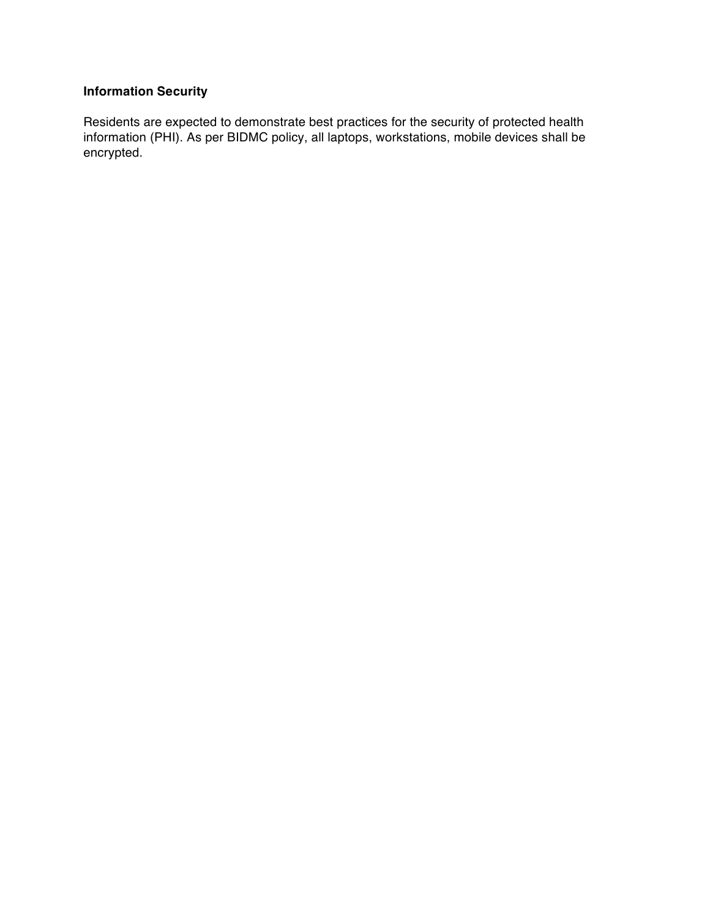**Information Security**

Residents are expected to demonstrate best practices for the security of protected health information (PHI). As per BIDMC policy, all laptops, workstations, mobile devices shall be encrypted.